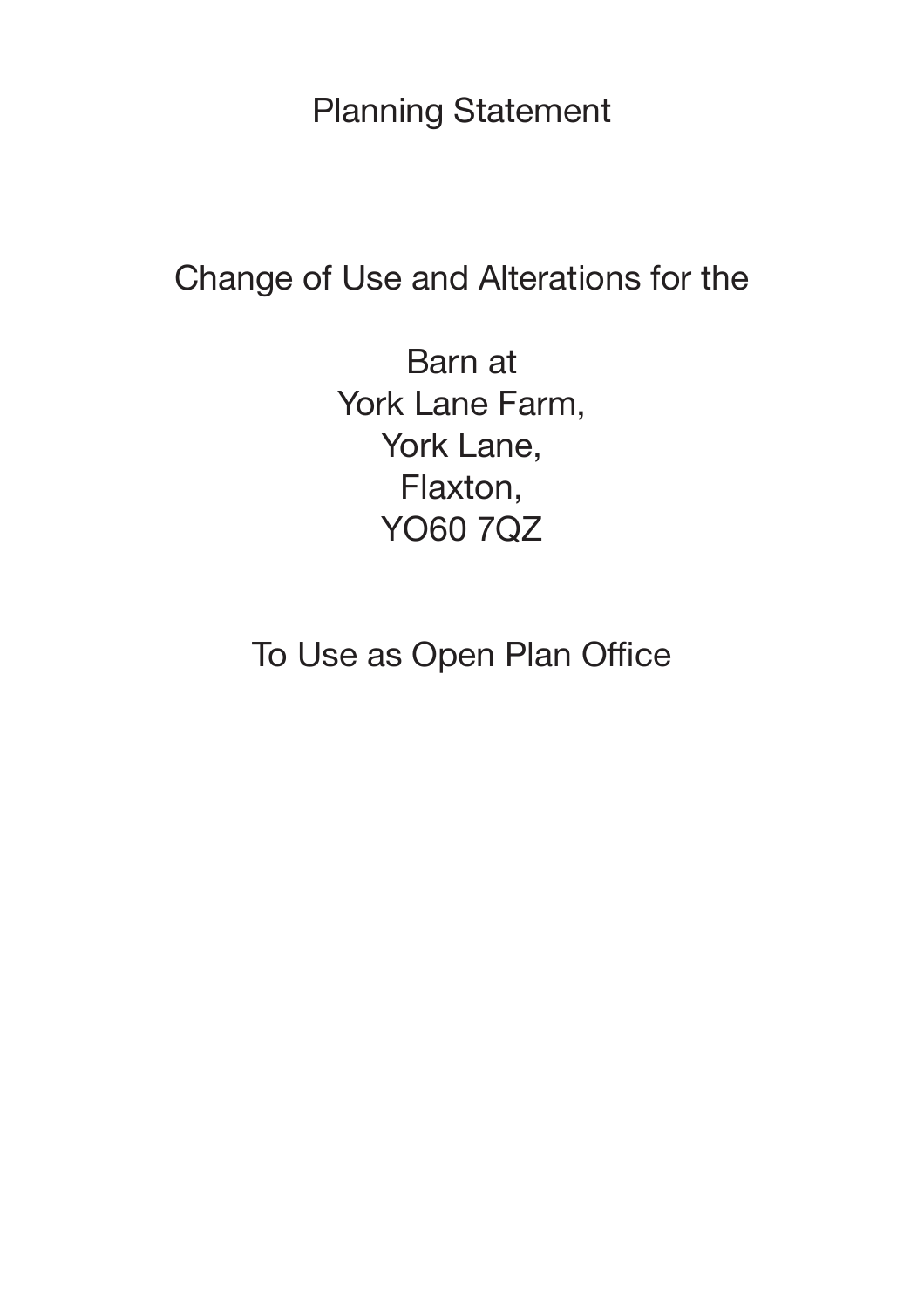# Planning Statement

Change of Use and Alterations for the

Barn at
York Lane Farm,
York Lane,
Flaxton,
YO60 7QZ

To Use as Open Plan Office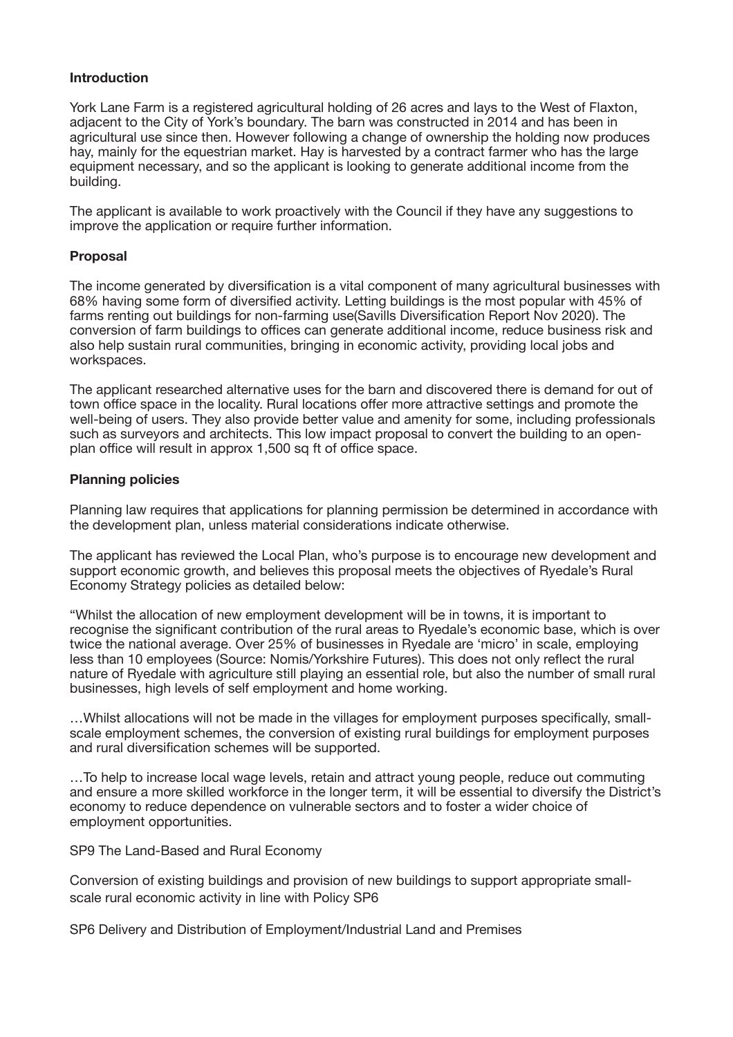**Introduction**

York Lane Farm is a registered agricultural holding of 26 acres and lays to the West of Flaxton, adjacent to the City of York's boundary. The barn was constructed in 2014 and has been in agricultural use since then. However following a change of ownership the holding now produces hay, mainly for the equestrian market. Hay is harvested by a contract farmer who has the large equipment necessary, and so the applicant is looking to generate additional income from the building.

The applicant is available to work proactively with the Council if they have any suggestions to improve the application or require further information.

**Proposal**

The income generated by diversification is a vital component of many agricultural businesses with 68% having some form of diversified activity. Letting buildings is the most popular with 45% of farms renting out buildings for non-farming use(Savills Diversification Report Nov 2020). The conversion of farm buildings to offices can generate additional income, reduce business risk and also help sustain rural communities, bringing in economic activity, providing local jobs and workspaces.

The applicant researched alternative uses for the barn and discovered there is demand for out of town office space in the locality. Rural locations offer more attractive settings and promote the well-being of users. They also provide better value and amenity for some, including professionals such as surveyors and architects. This low impact proposal to convert the building to an open-plan office will result in approx 1,500 sq ft of office space.

**Planning policies**

Planning law requires that applications for planning permission be determined in accordance with the development plan, unless material considerations indicate otherwise.

The applicant has reviewed the Local Plan, who's purpose is to encourage new development and support economic growth, and believes this proposal meets the objectives of Ryedale's Rural Economy Strategy policies as detailed below:

"Whilst the allocation of new employment development will be in towns, it is important to recognise the significant contribution of the rural areas to Ryedale's economic base, which is over twice the national average. Over 25% of businesses in Ryedale are 'micro' in scale, employing less than 10 employees (Source: Nomis/Yorkshire Futures). This does not only reflect the rural nature of Ryedale with agriculture still playing an essential role, but also the number of small rural businesses, high levels of self employment and home working.

…Whilst allocations will not be made in the villages for employment purposes specifically, small-scale employment schemes, the conversion of existing rural buildings for employment purposes and rural diversification schemes will be supported.

…To help to increase local wage levels, retain and attract young people, reduce out commuting and ensure a more skilled workforce in the longer term, it will be essential to diversify the District's economy to reduce dependence on vulnerable sectors and to foster a wider choice of employment opportunities.

SP9 The Land-Based and Rural Economy

Conversion of existing buildings and provision of new buildings to support appropriate small-scale rural economic activity in line with Policy SP6

SP6 Delivery and Distribution of Employment/Industrial Land and Premises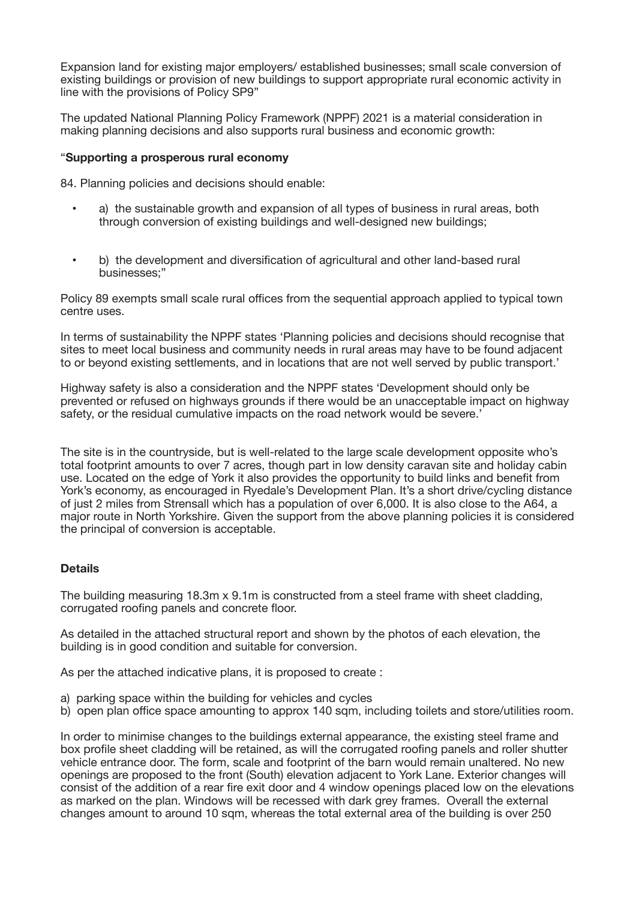Expansion land for existing major employers/ established businesses; small scale conversion of existing buildings or provision of new buildings to support appropriate rural economic activity in line with the provisions of Policy SP9"

The updated National Planning Policy Framework (NPPF) 2021 is a material consideration in making planning decisions and also supports rural business and economic growth:

"**Supporting a prosperous rural economy**

84. Planning policies and decisions should enable:

- a) the sustainable growth and expansion of all types of business in rural areas, both through conversion of existing buildings and well-designed new buildings;
- b) the development and diversification of agricultural and other land-based rural businesses;"

Policy 89 exempts small scale rural offices from the sequential approach applied to typical town centre uses.

In terms of sustainability the NPPF states 'Planning policies and decisions should recognise that sites to meet local business and community needs in rural areas may have to be found adjacent to or beyond existing settlements, and in locations that are not well served by public transport.'

Highway safety is also a consideration and the NPPF states 'Development should only be prevented or refused on highways grounds if there would be an unacceptable impact on highway safety, or the residual cumulative impacts on the road network would be severe.'

The site is in the countryside, but is well-related to the large scale development opposite who's total footprint amounts to over 7 acres, though part in low density caravan site and holiday cabin use. Located on the edge of York it also provides the opportunity to build links and benefit from York's economy, as encouraged in Ryedale's Development Plan. It's a short drive/cycling distance of just 2 miles from Strensall which has a population of over 6,000. It is also close to the A64, a major route in North Yorkshire. Given the support from the above planning policies it is considered the principal of conversion is acceptable.

**Details**

The building measuring 18.3m x 9.1m is constructed from a steel frame with sheet cladding, corrugated roofing panels and concrete floor.

As detailed in the attached structural report and shown by the photos of each elevation, the building is in good condition and suitable for conversion.

As per the attached indicative plans, it is proposed to create :

a) parking space within the building for vehicles and cycles
b) open plan office space amounting to approx 140 sqm, including toilets and store/utilities room.

In order to minimise changes to the buildings external appearance, the existing steel frame and box profile sheet cladding will be retained, as will the corrugated roofing panels and roller shutter vehicle entrance door. The form, scale and footprint of the barn would remain unaltered. No new openings are proposed to the front (South) elevation adjacent to York Lane. Exterior changes will consist of the addition of a rear fire exit door and 4 window openings placed low on the elevations as marked on the plan. Windows will be recessed with dark grey frames. Overall the external changes amount to around 10 sqm, whereas the total external area of the building is over 250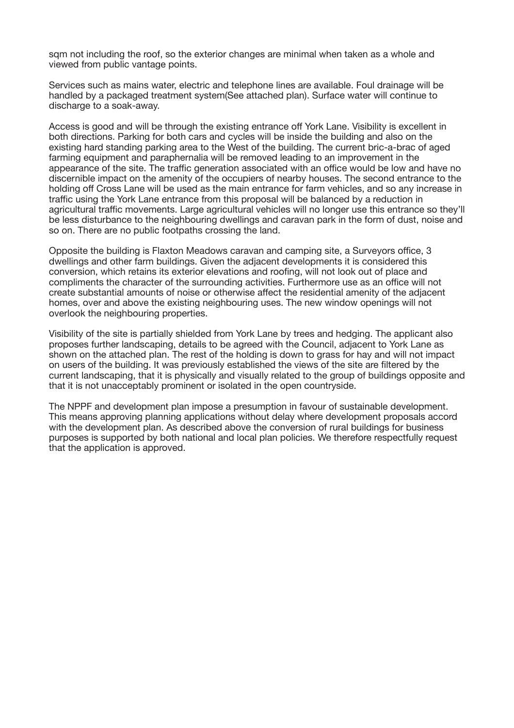sqm not including the roof, so the exterior changes are minimal when taken as a whole and viewed from public vantage points.

Services such as mains water, electric and telephone lines are available. Foul drainage will be handled by a packaged treatment system(See attached plan). Surface water will continue to discharge to a soak-away.

Access is good and will be through the existing entrance off York Lane. Visibility is excellent in both directions. Parking for both cars and cycles will be inside the building and also on the existing hard standing parking area to the West of the building. The current bric-a-brac of aged farming equipment and paraphernalia will be removed leading to an improvement in the appearance of the site. The traffic generation associated with an office would be low and have no discernible impact on the amenity of the occupiers of nearby houses. The second entrance to the holding off Cross Lane will be used as the main entrance for farm vehicles, and so any increase in traffic using the York Lane entrance from this proposal will be balanced by a reduction in agricultural traffic movements. Large agricultural vehicles will no longer use this entrance so they'll be less disturbance to the neighbouring dwellings and caravan park in the form of dust, noise and so on. There are no public footpaths crossing the land.

Opposite the building is Flaxton Meadows caravan and camping site, a Surveyors office, 3 dwellings and other farm buildings. Given the adjacent developments it is considered this conversion, which retains its exterior elevations and roofing, will not look out of place and compliments the character of the surrounding activities. Furthermore use as an office will not create substantial amounts of noise or otherwise affect the residential amenity of the adjacent homes, over and above the existing neighbouring uses. The new window openings will not overlook the neighbouring properties.

Visibility of the site is partially shielded from York Lane by trees and hedging. The applicant also proposes further landscaping, details to be agreed with the Council, adjacent to York Lane as shown on the attached plan. The rest of the holding is down to grass for hay and will not impact on users of the building. It was previously established the views of the site are filtered by the current landscaping, that it is physically and visually related to the group of buildings opposite and that it is not unacceptably prominent or isolated in the open countryside.

The NPPF and development plan impose a presumption in favour of sustainable development. This means approving planning applications without delay where development proposals accord with the development plan. As described above the conversion of rural buildings for business purposes is supported by both national and local plan policies. We therefore respectfully request that the application is approved.